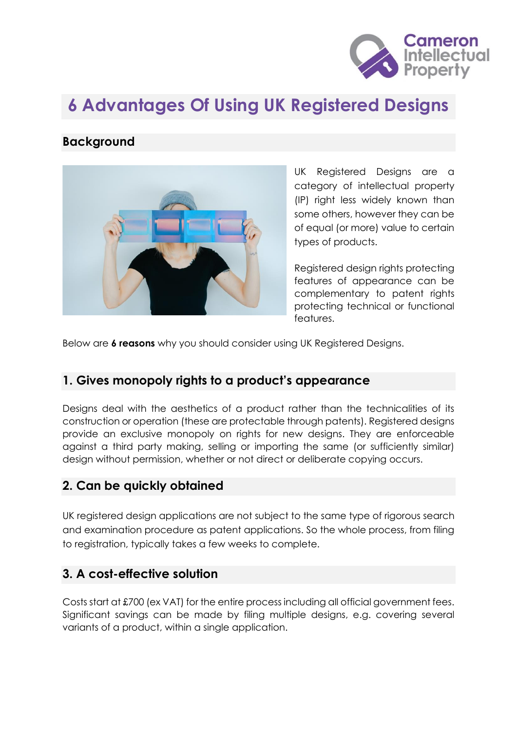# 6 Advantages Of Using UK Registered Designs

## Background

UK Registered Designs are a category of intellectual property (IP) right less widely known than some others, however they can be of equal (or more) value to certain types of products.

Registered design rights protecting features of appearance can be complementary to patent rights protecting technical or functional features.

Below are **6 reasons** why you should consider using UK Registered Designs.

## 1. Gives monopoly rights to a product's appearance

Designs deal with the aesthetics of a product rather than the technicalities of its construction or operation (these are protectable through patents). Registered designs provide an exclusive monopoly on rights for new designs. They are enforceable against a third party making, selling or importing the same (or sufficiently similar) design without permission, whether or not direct or deliberate copying occurs.

## 2. Can be quickly obtained

UK registered design applications are not subject to the same type of rigorous search and examination procedure as patent applications. So the whole process, from filing to registration, typically takes a few weeks to complete.

## 3. A cost-effective solution

Costs start at £700 (ex VAT) for the entire process including all official government fees. Significant savings can be made by filing multiple designs, e.g. covering several variants of a product, within a single application.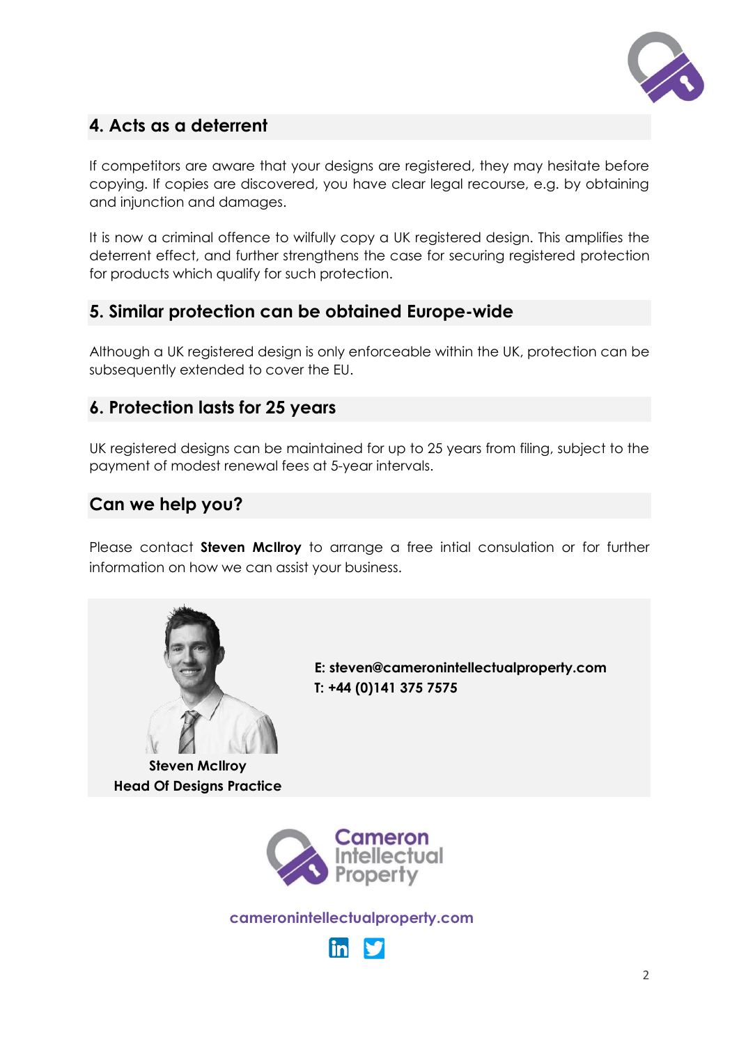## 4. Acts as a deterrent

If competitors are aware that your designs are registered, they may hesitate before copying. If copies are discovered, you have clear legal recourse, e.g. by obtaining and injunction and damages.

It is now a criminal offence to wilfully copy a UK registered design. This amplifies the deterrent effect, and further strengthens the case for securing registered protection for products which qualify for such protection.

## 5. Similar protection can be obtained Europe-wide

Although a UK registered design is only enforceable within the UK, protection can be subsequently extended to cover the EU.

## 6. Protection lasts for 25 years

UK registered designs can be maintained for up to 25 years from filing, subject to the payment of modest renewal fees at 5-year intervals.

## Can we help you?

Please contact **Steven McIlroy** to arrange a free intial consulation or for further information on how we can assist your business.

**E: steven@cameronintellectualproperty.com**
**T: +44 (0)141 375 7575**

**Steven McIlroy**
**Head Of Designs Practice**

Cameron Intellectual Property

cameronintellectualproperty.com